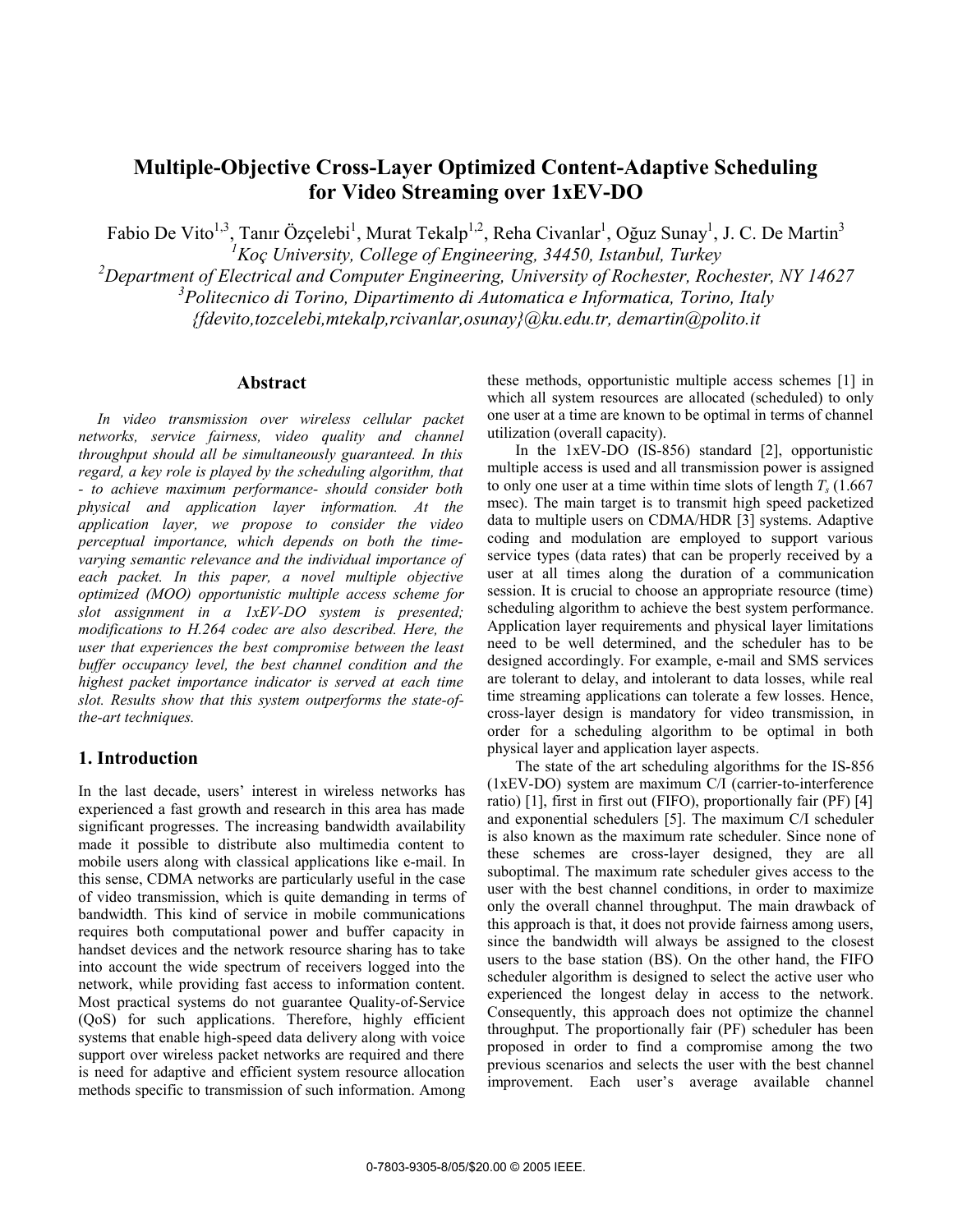# Multiple-Objective Cross-Layer Optimized Content-Adaptive Scheduling for Video Streaming over 1xEV-DO

Fabio De Vito[1,3], Tanır Özçelebi[1], Murat Tekalp[1,2], Reha Civanlar[1], Oğuz Sunay[1], J. C. De Martin[3]

[1]*Koç University, College of Engineering, 34450, Istanbul, Turkey*
[2]*Department of Electrical and Computer Engineering, University of Rochester, Rochester, NY 14627*
[3]*Politecnico di Torino, Dipartimento di Automatica e Informatica, Torino, Italy*
*{fdevito,tozcelebi,mtekalp,rcivanlar,osunay}@ku.edu.tr, demartin@polito.it*

## Abstract

*In video transmission over wireless cellular packet networks, service fairness, video quality and channel throughput should all be simultaneously guaranteed. In this regard, a key role is played by the scheduling algorithm, that - to achieve maximum performance- should consider both physical and application layer information. At the application layer, we propose to consider the video perceptual importance, which depends on both the time-varying semantic relevance and the individual importance of each packet. In this paper, a novel multiple objective optimized (MOO) opportunistic multiple access scheme for slot assignment in a 1xEV-DO system is presented; modifications to H.264 codec are also described. Here, the user that experiences the best compromise between the least buffer occupancy level, the best channel condition and the highest packet importance indicator is served at each time slot. Results show that this system outperforms the state-of-the-art techniques.*

## 1. Introduction

In the last decade, users' interest in wireless networks has experienced a fast growth and research in this area has made significant progresses. The increasing bandwidth availability made it possible to distribute also multimedia content to mobile users along with classical applications like e-mail. In this sense, CDMA networks are particularly useful in the case of video transmission, which is quite demanding in terms of bandwidth. This kind of service in mobile communications requires both computational power and buffer capacity in handset devices and the network resource sharing has to take into account the wide spectrum of receivers logged into the network, while providing fast access to information content. Most practical systems do not guarantee Quality-of-Service (QoS) for such applications. Therefore, highly efficient systems that enable high-speed data delivery along with voice support over wireless packet networks are required and there is need for adaptive and efficient system resource allocation methods specific to transmission of such information. Among these methods, opportunistic multiple access schemes [1] in which all system resources are allocated (scheduled) to only one user at a time are known to be optimal in terms of channel utilization (overall capacity).

In the 1xEV-DO (IS-856) standard [2], opportunistic multiple access is used and all transmission power is assigned to only one user at a time within time slots of length $T_s$ (1.667 msec). The main target is to transmit high speed packetized data to multiple users on CDMA/HDR [3] systems. Adaptive coding and modulation are employed to support various service types (data rates) that can be properly received by a user at all times along the duration of a communication session. It is crucial to choose an appropriate resource (time) scheduling algorithm to achieve the best system performance. Application layer requirements and physical layer limitations need to be well determined, and the scheduler has to be designed accordingly. For example, e-mail and SMS services are tolerant to delay, and intolerant to data losses, while real time streaming applications can tolerate a few losses. Hence, cross-layer design is mandatory for video transmission, in order for a scheduling algorithm to be optimal in both physical layer and application layer aspects.

The state of the art scheduling algorithms for the IS-856 (1xEV-DO) system are maximum C/I (carrier-to-interference ratio) [1], first in first out (FIFO), proportionally fair (PF) [4] and exponential schedulers [5]. The maximum C/I scheduler is also known as the maximum rate scheduler. Since none of these schemes are cross-layer designed, they are all suboptimal. The maximum rate scheduler gives access to the user with the best channel conditions, in order to maximize only the overall channel throughput. The main drawback of this approach is that, it does not provide fairness among users, since the bandwidth will always be assigned to the closest users to the base station (BS). On the other hand, the FIFO scheduler algorithm is designed to select the active user who experienced the longest delay in access to the network. Consequently, this approach does not optimize the channel throughput. The proportionally fair (PF) scheduler has been proposed in order to find a compromise among the two previous scenarios and selects the user with the best channel improvement. Each user's average available channel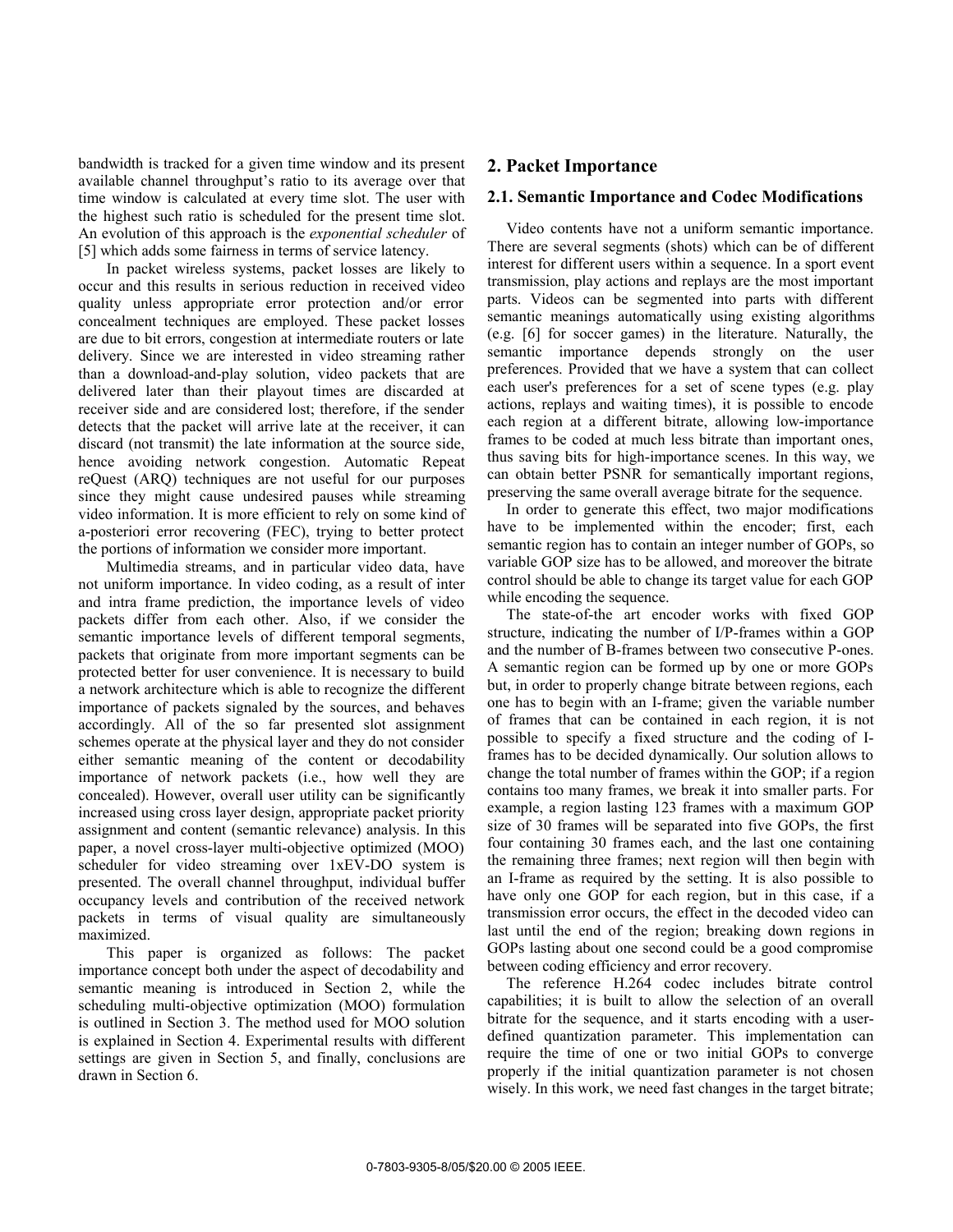bandwidth is tracked for a given time window and its present available channel throughput's ratio to its average over that time window is calculated at every time slot. The user with the highest such ratio is scheduled for the present time slot. An evolution of this approach is the *exponential scheduler* of [5] which adds some fairness in terms of service latency.

In packet wireless systems, packet losses are likely to occur and this results in serious reduction in received video quality unless appropriate error protection and/or error concealment techniques are employed. These packet losses are due to bit errors, congestion at intermediate routers or late delivery. Since we are interested in video streaming rather than a download-and-play solution, video packets that are delivered later than their playout times are discarded at receiver side and are considered lost; therefore, if the sender detects that the packet will arrive late at the receiver, it can discard (not transmit) the late information at the source side, hence avoiding network congestion. Automatic Repeat reQuest (ARQ) techniques are not useful for our purposes since they might cause undesired pauses while streaming video information. It is more efficient to rely on some kind of a-posteriori error recovering (FEC), trying to better protect the portions of information we consider more important.

Multimedia streams, and in particular video data, have not uniform importance. In video coding, as a result of inter and intra frame prediction, the importance levels of video packets differ from each other. Also, if we consider the semantic importance levels of different temporal segments, packets that originate from more important segments can be protected better for user convenience. It is necessary to build a network architecture which is able to recognize the different importance of packets signaled by the sources, and behaves accordingly. All of the so far presented slot assignment schemes operate at the physical layer and they do not consider either semantic meaning of the content or decodability importance of network packets (i.e., how well they are concealed). However, overall user utility can be significantly increased using cross layer design, appropriate packet priority assignment and content (semantic relevance) analysis. In this paper, a novel cross-layer multi-objective optimized (MOO) scheduler for video streaming over 1xEV-DO system is presented. The overall channel throughput, individual buffer occupancy levels and contribution of the received network packets in terms of visual quality are simultaneously maximized.

This paper is organized as follows: The packet importance concept both under the aspect of decodability and semantic meaning is introduced in Section 2, while the scheduling multi-objective optimization (MOO) formulation is outlined in Section 3. The method used for MOO solution is explained in Section 4. Experimental results with different settings are given in Section 5, and finally, conclusions are drawn in Section 6.

## 2. Packet Importance

### 2.1. Semantic Importance and Codec Modifications

Video contents have not a uniform semantic importance. There are several segments (shots) which can be of different interest for different users within a sequence. In a sport event transmission, play actions and replays are the most important parts. Videos can be segmented into parts with different semantic meanings automatically using existing algorithms (e.g. [6] for soccer games) in the literature. Naturally, the semantic importance depends strongly on the user preferences. Provided that we have a system that can collect each user's preferences for a set of scene types (e.g. play actions, replays and waiting times), it is possible to encode each region at a different bitrate, allowing low-importance frames to be coded at much less bitrate than important ones, thus saving bits for high-importance scenes. In this way, we can obtain better PSNR for semantically important regions, preserving the same overall average bitrate for the sequence.

In order to generate this effect, two major modifications have to be implemented within the encoder; first, each semantic region has to contain an integer number of GOPs, so variable GOP size has to be allowed, and moreover the bitrate control should be able to change its target value for each GOP while encoding the sequence.

The state-of-the art encoder works with fixed GOP structure, indicating the number of I/P-frames within a GOP and the number of B-frames between two consecutive P-ones. A semantic region can be formed up by one or more GOPs but, in order to properly change bitrate between regions, each one has to begin with an I-frame; given the variable number of frames that can be contained in each region, it is not possible to specify a fixed structure and the coding of I-frames has to be decided dynamically. Our solution allows to change the total number of frames within the GOP; if a region contains too many frames, we break it into smaller parts. For example, a region lasting 123 frames with a maximum GOP size of 30 frames will be separated into five GOPs, the first four containing 30 frames each, and the last one containing the remaining three frames; next region will then begin with an I-frame as required by the setting. It is also possible to have only one GOP for each region, but in this case, if a transmission error occurs, the effect in the decoded video can last until the end of the region; breaking down regions in GOPs lasting about one second could be a good compromise between coding efficiency and error recovery.

The reference H.264 codec includes bitrate control capabilities; it is built to allow the selection of an overall bitrate for the sequence, and it starts encoding with a user-defined quantization parameter. This implementation can require the time of one or two initial GOPs to converge properly if the initial quantization parameter is not chosen wisely. In this work, we need fast changes in the target bitrate;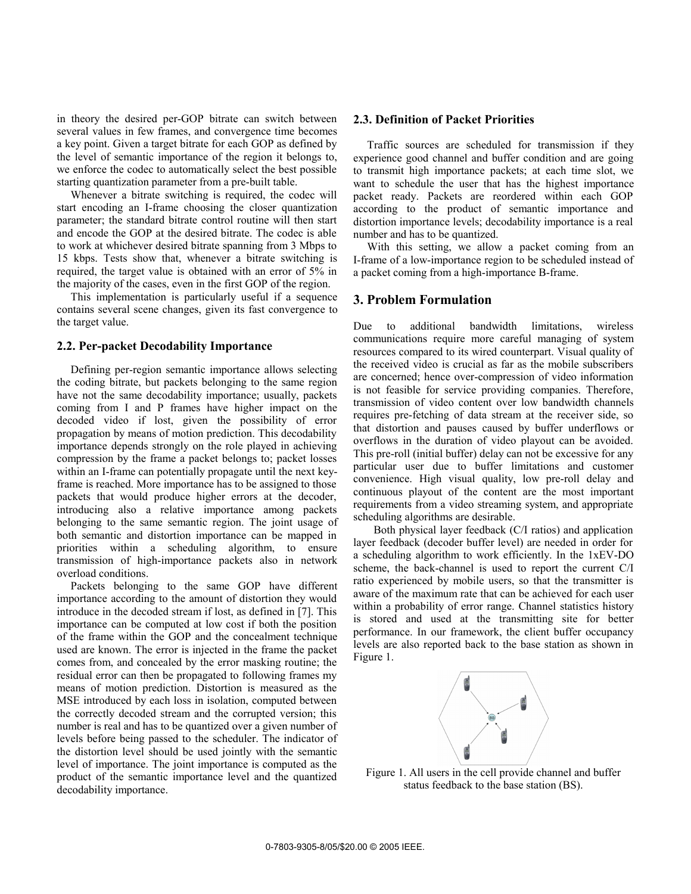in theory the desired per-GOP bitrate can switch between several values in few frames, and convergence time becomes a key point. Given a target bitrate for each GOP as defined by the level of semantic importance of the region it belongs to, we enforce the codec to automatically select the best possible starting quantization parameter from a pre-built table.

Whenever a bitrate switching is required, the codec will start encoding an I-frame choosing the closer quantization parameter; the standard bitrate control routine will then start and encode the GOP at the desired bitrate. The codec is able to work at whichever desired bitrate spanning from 3 Mbps to 15 kbps. Tests show that, whenever a bitrate switching is required, the target value is obtained with an error of 5% in the majority of the cases, even in the first GOP of the region.

This implementation is particularly useful if a sequence contains several scene changes, given its fast convergence to the target value.

### 2.2. Per-packet Decodability Importance

Defining per-region semantic importance allows selecting the coding bitrate, but packets belonging to the same region have not the same decodability importance; usually, packets coming from I and P frames have higher impact on the decoded video if lost, given the possibility of error propagation by means of motion prediction. This decodability importance depends strongly on the role played in achieving compression by the frame a packet belongs to; packet losses within an I-frame can potentially propagate until the next key-frame is reached. More importance has to be assigned to those packets that would produce higher errors at the decoder, introducing also a relative importance among packets belonging to the same semantic region. The joint usage of both semantic and distortion importance can be mapped in priorities within a scheduling algorithm, to ensure transmission of high-importance packets also in network overload conditions.

Packets belonging to the same GOP have different importance according to the amount of distortion they would introduce in the decoded stream if lost, as defined in [7]. This importance can be computed at low cost if both the position of the frame within the GOP and the concealment technique used are known. The error is injected in the frame the packet comes from, and concealed by the error masking routine; the residual error can then be propagated to following frames my means of motion prediction. Distortion is measured as the MSE introduced by each loss in isolation, computed between the correctly decoded stream and the corrupted version; this number is real and has to be quantized over a given number of levels before being passed to the scheduler. The indicator of the distortion level should be used jointly with the semantic level of importance. The joint importance is computed as the product of the semantic importance level and the quantized decodability importance.

### 2.3. Definition of Packet Priorities

Traffic sources are scheduled for transmission if they experience good channel and buffer condition and are going to transmit high importance packets; at each time slot, we want to schedule the user that has the highest importance packet ready. Packets are reordered within each GOP according to the product of semantic importance and distortion importance levels; decodability importance is a real number and has to be quantized.

With this setting, we allow a packet coming from an I-frame of a low-importance region to be scheduled instead of a packet coming from a high-importance B-frame.

## 3. Problem Formulation

Due to additional bandwidth limitations, wireless communications require more careful managing of system resources compared to its wired counterpart. Visual quality of the received video is crucial as far as the mobile subscribers are concerned; hence over-compression of video information is not feasible for service providing companies. Therefore, transmission of video content over low bandwidth channels requires pre-fetching of data stream at the receiver side, so that distortion and pauses caused by buffer underflows or overflows in the duration of video playout can be avoided. This pre-roll (initial buffer) delay can not be excessive for any particular user due to buffer limitations and customer convenience. High visual quality, low pre-roll delay and continuous playout of the content are the most important requirements from a video streaming system, and appropriate scheduling algorithms are desirable.

Both physical layer feedback (C/I ratios) and application layer feedback (decoder buffer level) are needed in order for a scheduling algorithm to work efficiently. In the 1xEV-DO scheme, the back-channel is used to report the current C/I ratio experienced by mobile users, so that the transmitter is aware of the maximum rate that can be achieved for each user within a probability of error range. Channel statistics history is stored and used at the transmitting site for better performance. In our framework, the client buffer occupancy levels are also reported back to the base station as shown in Figure 1.

Figure 1. All users in the cell provide channel and buffer status feedback to the base station (BS).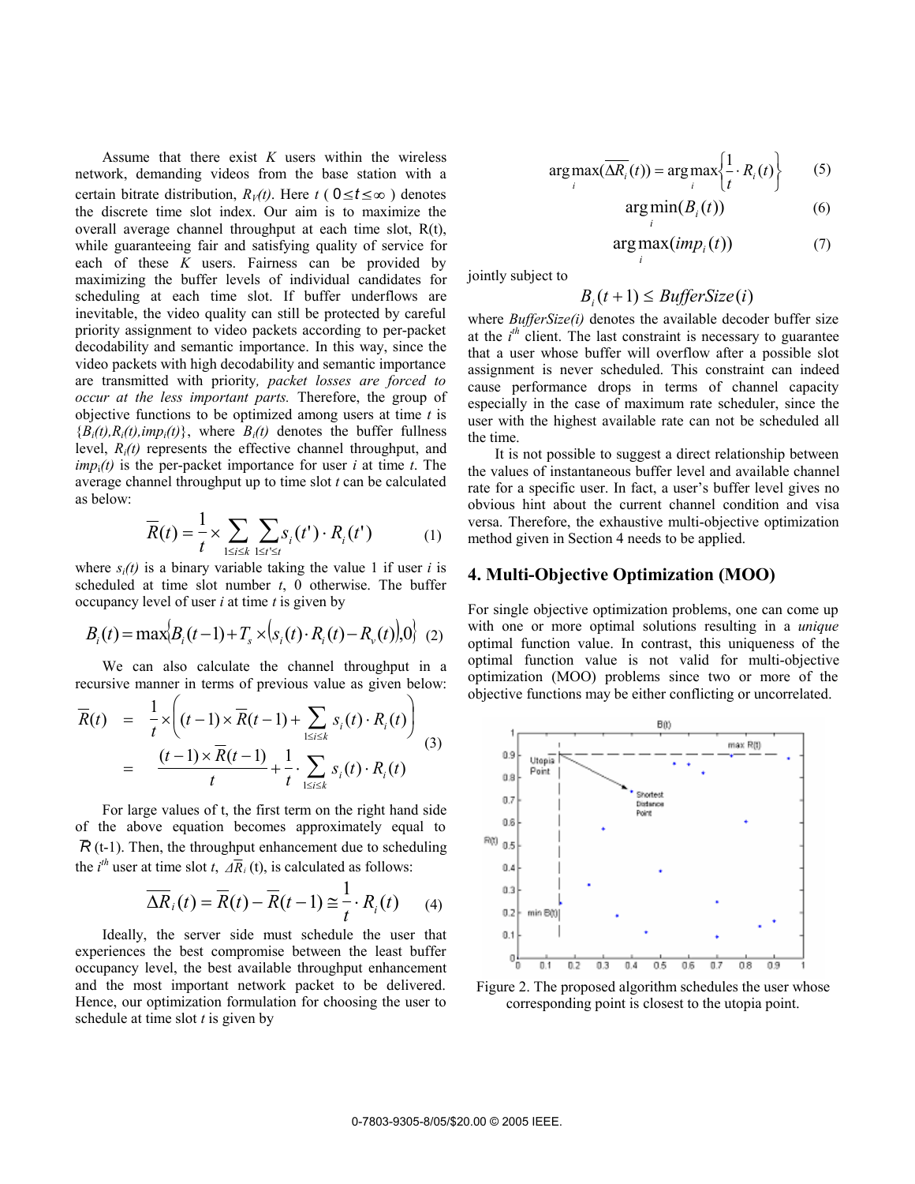Assume that there exist $K$ users within the wireless network, demanding videos from the base station with a certain bitrate distribution, $R_V(t)$. Here $t$ ( $0 \le t \le \infty$ ) denotes the discrete time slot index. Our aim is to maximize the overall average channel throughput at each time slot, R(t), while guaranteeing fair and satisfying quality of service for each of these $K$ users. Fairness can be provided by maximizing the buffer levels of individual candidates for scheduling at each time slot. If buffer underflows are inevitable, the video quality can still be protected by careful priority assignment to video packets according to per-packet decodability and semantic importance. In this way, since the video packets with high decodability and semantic importance are transmitted with priority, *packet losses are forced to occur at the less important parts.* Therefore, the group of objective functions to be optimized among users at time $t$ is $\{B_i(t), R_i(t), imp_i(t)\}$, where $B_i(t)$ denotes the buffer fullness level, $R_i(t)$ represents the effective channel throughput, and $imp_i(t)$ is the per-packet importance for user $i$ at time $t$. The average channel throughput up to time slot $t$ can be calculated as below:

$$\overline{R}(t) = \frac{1}{t} \times \sum_{1 \le i \le k} \sum_{1 \le t' \le t} s_i(t') \cdot R_i(t') \qquad (1)$$

where $s_i(t)$ is a binary variable taking the value 1 if user $i$ is scheduled at time slot number $t$, 0 otherwise. The buffer occupancy level of user $i$ at time $t$ is given by

$$B_i(t) = \max\{B_i(t-1) + T_s \times (s_i(t) \cdot R_i(t) - R_v(t)), 0\} \qquad (2)$$

We can also calculate the channel throughput in a recursive manner in terms of previous value as given below:

$$\begin{aligned} \overline{R}(t) &= \frac{1}{t} \times \left( (t-1) \times \overline{R}(t-1) + \sum_{1 \le i \le k} s_i(t) \cdot R_i(t) \right) \\ &= \frac{(t-1) \times \overline{R}(t-1)}{t} + \frac{1}{t} \cdot \sum_{1 \le i \le k} s_i(t) \cdot R_i(t) \end{aligned} \qquad (3)$$

For large values of t, the first term on the right hand side of the above equation becomes approximately equal to $\overline{R}$ (t-1). Then, the throughput enhancement due to scheduling the $i^{th}$ user at time slot $t$, $\Delta\overline{R}_i$ (t), is calculated as follows:

$$\overline{\Delta R}_i(t) = \overline{R}(t) - \overline{R}(t-1) \cong \frac{1}{t} \cdot R_i(t) \qquad (4)$$

Ideally, the server side must schedule the user that experiences the best compromise between the least buffer occupancy level, the best available throughput enhancement and the most important network packet to be delivered. Hence, our optimization formulation for choosing the user to schedule at time slot $t$ is given by

$$\arg\max_i(\overline{\Delta R}_i(t)) = \arg\max_i\left\{\frac{1}{t} \cdot R_i(t)\right\} \qquad (5)$$

$$\arg\min_i(B_i(t)) \qquad (6)$$

$$\arg\max_i(imp_i(t)) \qquad (7)$$

jointly subject to

$$B_i(t+1) \le BufferSize(i)$$

where *BufferSize(i)* denotes the available decoder buffer size at the $i^{th}$ client. The last constraint is necessary to guarantee that a user whose buffer will overflow after a possible slot assignment is never scheduled. This constraint can indeed cause performance drops in terms of channel capacity especially in the case of maximum rate scheduler, since the user with the highest available rate can not be scheduled all the time.

It is not possible to suggest a direct relationship between the values of instantaneous buffer level and available channel rate for a specific user. In fact, a user's buffer level gives no obvious hint about the current channel condition and visa versa. Therefore, the exhaustive multi-objective optimization method given in Section 4 needs to be applied.

## 4. Multi-Objective Optimization (MOO)

For single objective optimization problems, one can come up with one or more optimal solutions resulting in a *unique* optimal function value. In contrast, this uniqueness of the optimal function value is not valid for multi-objective optimization (MOO) problems since two or more of the objective functions may be either conflicting or uncorrelated.

Figure 2. The proposed algorithm schedules the user whose corresponding point is closest to the utopia point.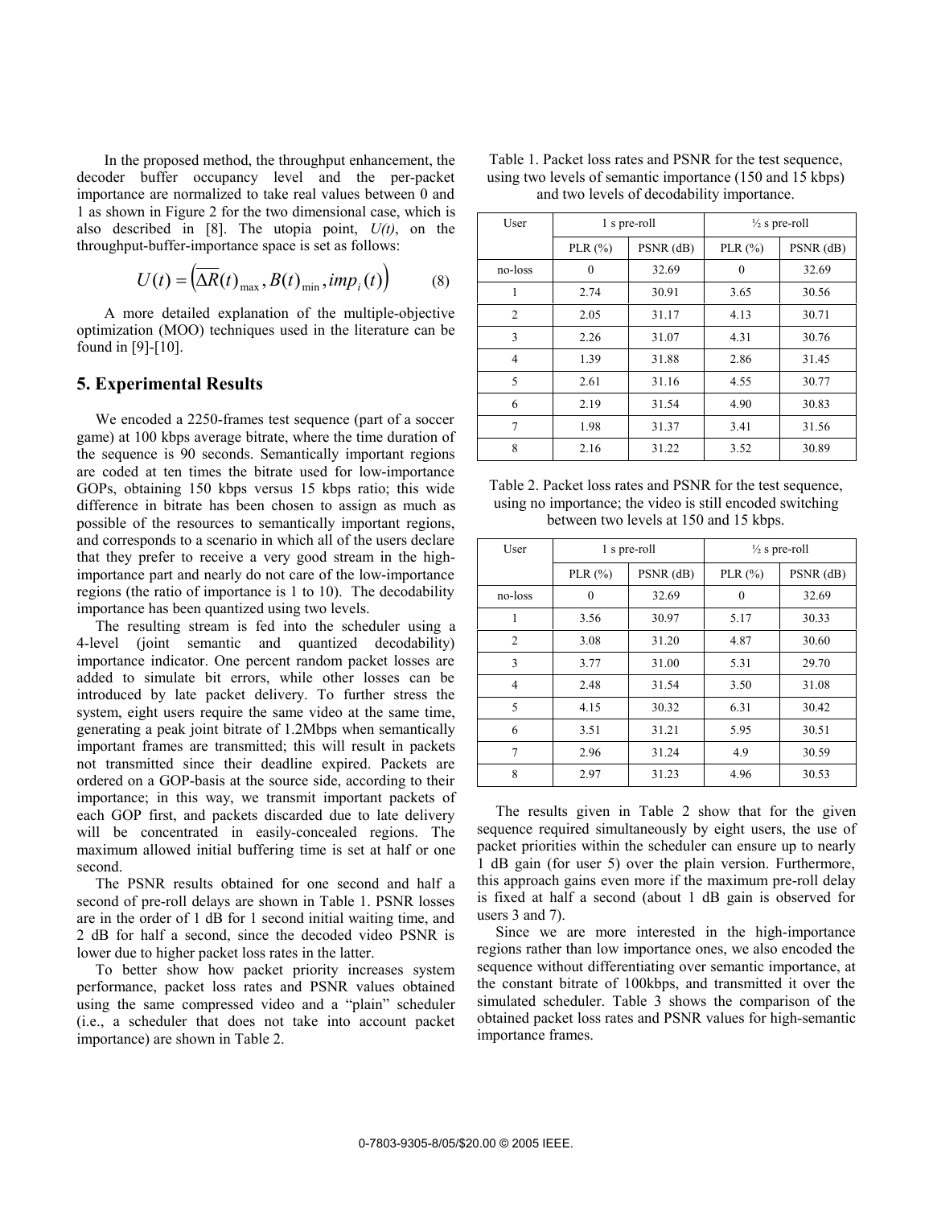In the proposed method, the throughput enhancement, the decoder buffer occupancy level and the per-packet importance are normalized to take real values between 0 and 1 as shown in Figure 2 for the two dimensional case, which is also described in [8]. The utopia point, $U(t)$, on the throughput-buffer-importance space is set as follows:

$$U(t) = \left(\overline{\Delta R}(t)_{\max}, B(t)_{\min}, imp_i(t)\right) \qquad (8)$$

A more detailed explanation of the multiple-objective optimization (MOO) techniques used in the literature can be found in [9]-[10].

## 5. Experimental Results

We encoded a 2250-frames test sequence (part of a soccer game) at 100 kbps average bitrate, where the time duration of the sequence is 90 seconds. Semantically important regions are coded at ten times the bitrate used for low-importance GOPs, obtaining 150 kbps versus 15 kbps ratio; this wide difference in bitrate has been chosen to assign as much as possible of the resources to semantically important regions, and corresponds to a scenario in which all of the users declare that they prefer to receive a very good stream in the high-importance part and nearly do not care of the low-importance regions (the ratio of importance is 1 to 10). The decodability importance has been quantized using two levels.

The resulting stream is fed into the scheduler using a 4-level (joint semantic and quantized decodability) importance indicator. One percent random packet losses are added to simulate bit errors, while other losses can be introduced by late packet delivery. To further stress the system, eight users require the same video at the same time, generating a peak joint bitrate of 1.2Mbps when semantically important frames are transmitted; this will result in packets not transmitted since their deadline expired. Packets are ordered on a GOP-basis at the source side, according to their importance; in this way, we transmit important packets of each GOP first, and packets discarded due to late delivery will be concentrated in easily-concealed regions. The maximum allowed initial buffering time is set at half or one second.

The PSNR results obtained for one second and half a second of pre-roll delays are shown in Table 1. PSNR losses are in the order of 1 dB for 1 second initial waiting time, and 2 dB for half a second, since the decoded video PSNR is lower due to higher packet loss rates in the latter.

To better show how packet priority increases system performance, packet loss rates and PSNR values obtained using the same compressed video and a "plain" scheduler (i.e., a scheduler that does not take into account packet importance) are shown in Table 2.

Table 1. Packet loss rates and PSNR for the test sequence, using two levels of semantic importance (150 and 15 kbps) and two levels of decodability importance.

| User | 1 s pre-roll | | ½ s pre-roll | |
|---|---|---|---|---|
| | PLR (%) | PSNR (dB) | PLR (%) | PSNR (dB) |
| no-loss | 0 | 32.69 | 0 | 32.69 |
| 1 | 2.74 | 30.91 | 3.65 | 30.56 |
| 2 | 2.05 | 31.17 | 4.13 | 30.71 |
| 3 | 2.26 | 31.07 | 4.31 | 30.76 |
| 4 | 1.39 | 31.88 | 2.86 | 31.45 |
| 5 | 2.61 | 31.16 | 4.55 | 30.77 |
| 6 | 2.19 | 31.54 | 4.90 | 30.83 |
| 7 | 1.98 | 31.37 | 3.41 | 31.56 |
| 8 | 2.16 | 31.22 | 3.52 | 30.89 |

Table 2. Packet loss rates and PSNR for the test sequence, using no importance; the video is still encoded switching between two levels at 150 and 15 kbps.

| User | 1 s pre-roll | | ½ s pre-roll | |
|---|---|---|---|---|
| | PLR (%) | PSNR (dB) | PLR (%) | PSNR (dB) |
| no-loss | 0 | 32.69 | 0 | 32.69 |
| 1 | 3.56 | 30.97 | 5.17 | 30.33 |
| 2 | 3.08 | 31.20 | 4.87 | 30.60 |
| 3 | 3.77 | 31.00 | 5.31 | 29.70 |
| 4 | 2.48 | 31.54 | 3.50 | 31.08 |
| 5 | 4.15 | 30.32 | 6.31 | 30.42 |
| 6 | 3.51 | 31.21 | 5.95 | 30.51 |
| 7 | 2.96 | 31.24 | 4.9 | 30.59 |
| 8 | 2.97 | 31.23 | 4.96 | 30.53 |

The results given in Table 2 show that for the given sequence required simultaneously by eight users, the use of packet priorities within the scheduler can ensure up to nearly 1 dB gain (for user 5) over the plain version. Furthermore, this approach gains even more if the maximum pre-roll delay is fixed at half a second (about 1 dB gain is observed for users 3 and 7).

Since we are more interested in the high-importance regions rather than low importance ones, we also encoded the sequence without differentiating over semantic importance, at the constant bitrate of 100kbps, and transmitted it over the simulated scheduler. Table 3 shows the comparison of the obtained packet loss rates and PSNR values for high-semantic importance frames.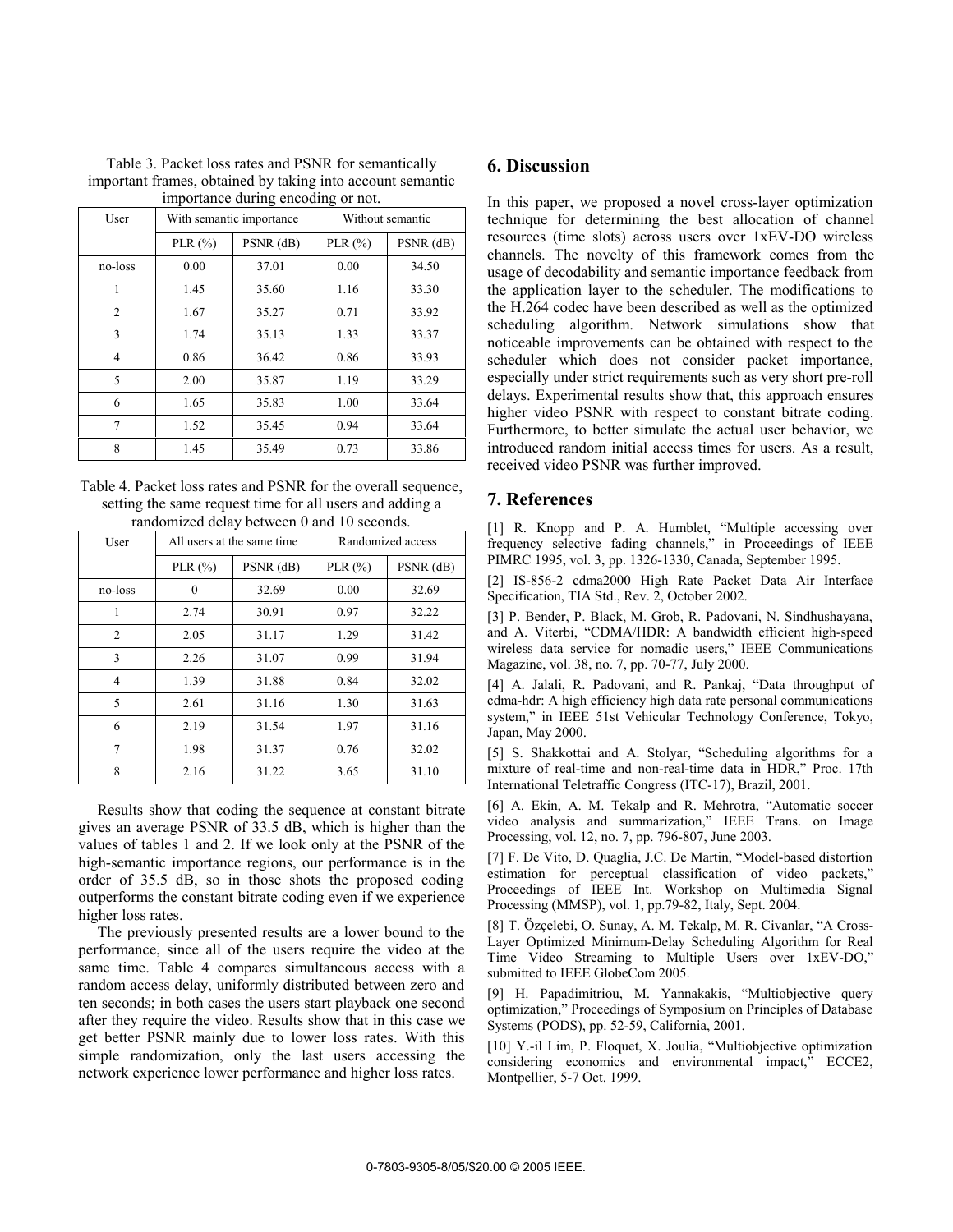Table 3. Packet loss rates and PSNR for semantically important frames, obtained by taking into account semantic importance during encoding or not.

| User | With semantic importance | | Without semantic | |
|---|---|---|---|---|
| | PLR (%) | PSNR (dB) | PLR (%) | PSNR (dB) |
| no-loss | 0.00 | 37.01 | 0.00 | 34.50 |
| 1 | 1.45 | 35.60 | 1.16 | 33.30 |
| 2 | 1.67 | 35.27 | 0.71 | 33.92 |
| 3 | 1.74 | 35.13 | 1.33 | 33.37 |
| 4 | 0.86 | 36.42 | 0.86 | 33.93 |
| 5 | 2.00 | 35.87 | 1.19 | 33.29 |
| 6 | 1.65 | 35.83 | 1.00 | 33.64 |
| 7 | 1.52 | 35.45 | 0.94 | 33.64 |
| 8 | 1.45 | 35.49 | 0.73 | 33.86 |

Table 4. Packet loss rates and PSNR for the overall sequence, setting the same request time for all users and adding a randomized delay between 0 and 10 seconds.

| User | All users at the same time | | Randomized access | |
|---|---|---|---|---|
| | PLR (%) | PSNR (dB) | PLR (%) | PSNR (dB) |
| no-loss | 0 | 32.69 | 0.00 | 32.69 |
| 1 | 2.74 | 30.91 | 0.97 | 32.22 |
| 2 | 2.05 | 31.17 | 1.29 | 31.42 |
| 3 | 2.26 | 31.07 | 0.99 | 31.94 |
| 4 | 1.39 | 31.88 | 0.84 | 32.02 |
| 5 | 2.61 | 31.16 | 1.30 | 31.63 |
| 6 | 2.19 | 31.54 | 1.97 | 31.16 |
| 7 | 1.98 | 31.37 | 0.76 | 32.02 |
| 8 | 2.16 | 31.22 | 3.65 | 31.10 |

Results show that coding the sequence at constant bitrate gives an average PSNR of 33.5 dB, which is higher than the values of tables 1 and 2. If we look only at the PSNR of the high-semantic importance regions, our performance is in the order of 35.5 dB, so in those shots the proposed coding outperforms the constant bitrate coding even if we experience higher loss rates.

The previously presented results are a lower bound to the performance, since all of the users require the video at the same time. Table 4 compares simultaneous access with a random access delay, uniformly distributed between zero and ten seconds; in both cases the users start playback one second after they require the video. Results show that in this case we get better PSNR mainly due to lower loss rates. With this simple randomization, only the last users accessing the network experience lower performance and higher loss rates.

## 6. Discussion

In this paper, we proposed a novel cross-layer optimization technique for determining the best allocation of channel resources (time slots) across users over 1xEV-DO wireless channels. The novelty of this framework comes from the usage of decodability and semantic importance feedback from the application layer to the scheduler. The modifications to the H.264 codec have been described as well as the optimized scheduling algorithm. Network simulations show that noticeable improvements can be obtained with respect to the scheduler which does not consider packet importance, especially under strict requirements such as very short pre-roll delays. Experimental results show that, this approach ensures higher video PSNR with respect to constant bitrate coding. Furthermore, to better simulate the actual user behavior, we introduced random initial access times for users. As a result, received video PSNR was further improved.

## 7. References

[1] R. Knopp and P. A. Humblet, "Multiple accessing over frequency selective fading channels," in Proceedings of IEEE PIMRC 1995, vol. 3, pp. 1326-1330, Canada, September 1995.

[2] IS-856-2 cdma2000 High Rate Packet Data Air Interface Specification, TIA Std., Rev. 2, October 2002.

[3] P. Bender, P. Black, M. Grob, R. Padovani, N. Sindhushayana, and A. Viterbi, "CDMA/HDR: A bandwidth efficient high-speed wireless data service for nomadic users," IEEE Communications Magazine, vol. 38, no. 7, pp. 70-77, July 2000.

[4] A. Jalali, R. Padovani, and R. Pankaj, "Data throughput of cdma-hdr: A high efficiency high data rate personal communications system," in IEEE 51st Vehicular Technology Conference, Tokyo, Japan, May 2000.

[5] S. Shakkottai and A. Stolyar, "Scheduling algorithms for a mixture of real-time and non-real-time data in HDR," Proc. 17th International Teletraffic Congress (ITC-17), Brazil, 2001.

[6] A. Ekin, A. M. Tekalp and R. Mehrotra, "Automatic soccer video analysis and summarization," IEEE Trans. on Image Processing, vol. 12, no. 7, pp. 796-807, June 2003.

[7] F. De Vito, D. Quaglia, J.C. De Martin, "Model-based distortion estimation for perceptual classification of video packets," Proceedings of IEEE Int. Workshop on Multimedia Signal Processing (MMSP), vol. 1, pp.79-82, Italy, Sept. 2004.

[8] T. Özçelebi, O. Sunay, A. M. Tekalp, M. R. Civanlar, "A Cross-Layer Optimized Minimum-Delay Scheduling Algorithm for Real Time Video Streaming to Multiple Users over 1xEV-DO," submitted to IEEE GlobeCom 2005.

[9] H. Papadimitriou, M. Yannakakis, "Multiobjective query optimization," Proceedings of Symposium on Principles of Database Systems (PODS), pp. 52-59, California, 2001.

[10] Y.-il Lim, P. Floquet, X. Joulia, "Multiobjective optimization considering economics and environmental impact," ECCE2, Montpellier, 5-7 Oct. 1999.